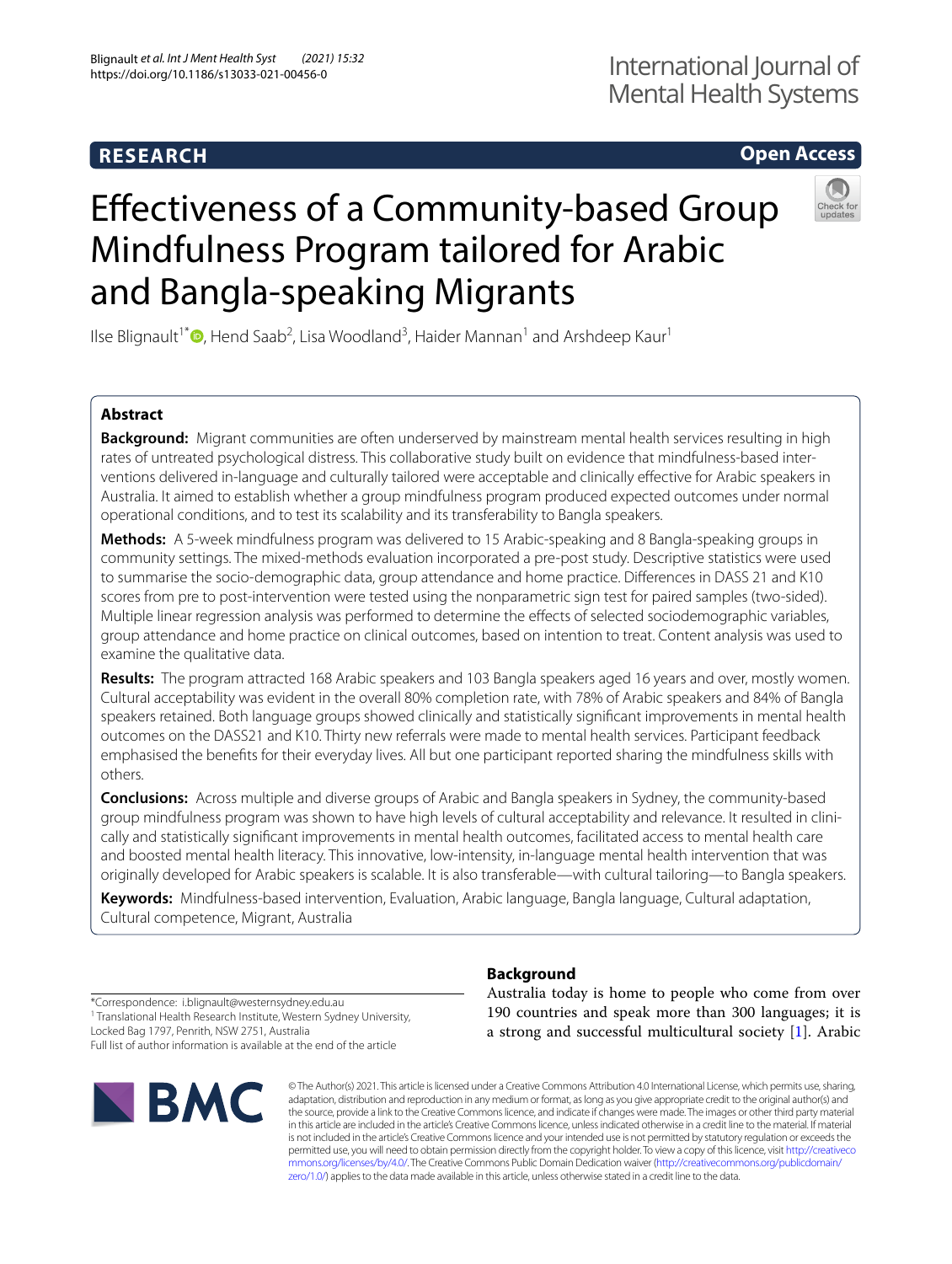RESEARCH

Open Access

# Effectiveness of a Community-based Group Mindfulness Program tailored for Arabic and Bangla-speaking Migrants

Ilse Blignault[1*], Hend Saab[2], Lisa Woodland[3], Haider Mannan[1] and Arshdeep Kaur[1]

## Abstract

**Background:** Migrant communities are often underserved by mainstream mental health services resulting in high rates of untreated psychological distress. This collaborative study built on evidence that mindfulness-based interventions delivered in-language and culturally tailored were acceptable and clinically effective for Arabic speakers in Australia. It aimed to establish whether a group mindfulness program produced expected outcomes under normal operational conditions, and to test its scalability and its transferability to Bangla speakers.

**Methods:** A 5-week mindfulness program was delivered to 15 Arabic-speaking and 8 Bangla-speaking groups in community settings. The mixed-methods evaluation incorporated a pre-post study. Descriptive statistics were used to summarise the socio-demographic data, group attendance and home practice. Differences in DASS 21 and K10 scores from pre to post-intervention were tested using the nonparametric sign test for paired samples (two-sided). Multiple linear regression analysis was performed to determine the effects of selected sociodemographic variables, group attendance and home practice on clinical outcomes, based on intention to treat. Content analysis was used to examine the qualitative data.

**Results:** The program attracted 168 Arabic speakers and 103 Bangla speakers aged 16 years and over, mostly women. Cultural acceptability was evident in the overall 80% completion rate, with 78% of Arabic speakers and 84% of Bangla speakers retained. Both language groups showed clinically and statistically significant improvements in mental health outcomes on the DASS21 and K10. Thirty new referrals were made to mental health services. Participant feedback emphasised the benefits for their everyday lives. All but one participant reported sharing the mindfulness skills with others.

**Conclusions:** Across multiple and diverse groups of Arabic and Bangla speakers in Sydney, the community-based group mindfulness program was shown to have high levels of cultural acceptability and relevance. It resulted in clinically and statistically significant improvements in mental health outcomes, facilitated access to mental health care and boosted mental health literacy. This innovative, low-intensity, in-language mental health intervention that was originally developed for Arabic speakers is scalable. It is also transferable—with cultural tailoring—to Bangla speakers.

**Keywords:** Mindfulness-based intervention, Evaluation, Arabic language, Bangla language, Cultural adaptation, Cultural competence, Migrant, Australia

*Correspondence: i.blignault@westernsydney.edu.au
[1] Translational Health Research Institute, Western Sydney University, Locked Bag 1797, Penrith, NSW 2751, Australia
Full list of author information is available at the end of the article

## Background

Australia today is home to people who come from over 190 countries and speak more than 300 languages; it is a strong and successful multicultural society [1]. Arabic

© The Author(s) 2021. This article is licensed under a Creative Commons Attribution 4.0 International License, which permits use, sharing, adaptation, distribution and reproduction in any medium or format, as long as you give appropriate credit to the original author(s) and the source, provide a link to the Creative Commons licence, and indicate if changes were made. The images or other third party material in this article are included in the article's Creative Commons licence, unless indicated otherwise in a credit line to the material. If material is not included in the article's Creative Commons licence and your intended use is not permitted by statutory regulation or exceeds the permitted use, you will need to obtain permission directly from the copyright holder. To view a copy of this licence, visit http://creativecommons.org/licenses/by/4.0/. The Creative Commons Public Domain Dedication waiver (http://creativecommons.org/publicdomain/zero/1.0/) applies to the data made available in this article, unless otherwise stated in a credit line to the data.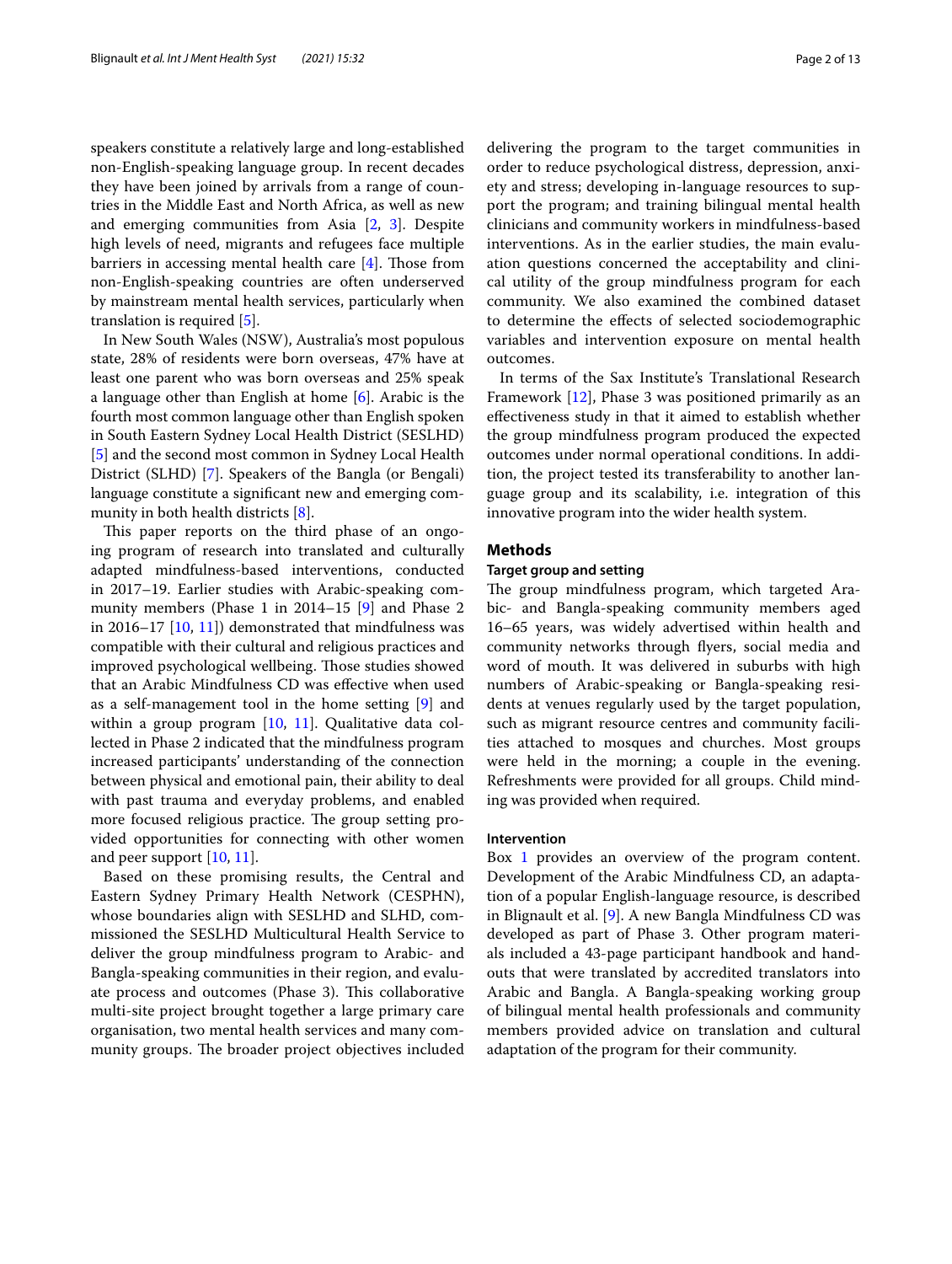speakers constitute a relatively large and long-established non-English-speaking language group. In recent decades they have been joined by arrivals from a range of countries in the Middle East and North Africa, as well as new and emerging communities from Asia [2, 3]. Despite high levels of need, migrants and refugees face multiple barriers in accessing mental health care [4]. Those from non-English-speaking countries are often underserved by mainstream mental health services, particularly when translation is required [5].

In New South Wales (NSW), Australia's most populous state, 28% of residents were born overseas, 47% have at least one parent who was born overseas and 25% speak a language other than English at home [6]. Arabic is the fourth most common language other than English spoken in South Eastern Sydney Local Health District (SESLHD) [5] and the second most common in Sydney Local Health District (SLHD) [7]. Speakers of the Bangla (or Bengali) language constitute a significant new and emerging community in both health districts [8].

This paper reports on the third phase of an ongoing program of research into translated and culturally adapted mindfulness-based interventions, conducted in 2017–19. Earlier studies with Arabic-speaking community members (Phase 1 in 2014–15 [9] and Phase 2 in 2016–17 [10, 11]) demonstrated that mindfulness was compatible with their cultural and religious practices and improved psychological wellbeing. Those studies showed that an Arabic Mindfulness CD was effective when used as a self-management tool in the home setting [9] and within a group program [10, 11]. Qualitative data collected in Phase 2 indicated that the mindfulness program increased participants' understanding of the connection between physical and emotional pain, their ability to deal with past trauma and everyday problems, and enabled more focused religious practice. The group setting provided opportunities for connecting with other women and peer support [10, 11].

Based on these promising results, the Central and Eastern Sydney Primary Health Network (CESPHN), whose boundaries align with SESLHD and SLHD, commissioned the SESLHD Multicultural Health Service to deliver the group mindfulness program to Arabic- and Bangla-speaking communities in their region, and evaluate process and outcomes (Phase 3). This collaborative multi-site project brought together a large primary care organisation, two mental health services and many community groups. The broader project objectives included delivering the program to the target communities in order to reduce psychological distress, depression, anxiety and stress; developing in-language resources to support the program; and training bilingual mental health clinicians and community workers in mindfulness-based interventions. As in the earlier studies, the main evaluation questions concerned the acceptability and clinical utility of the group mindfulness program for each community. We also examined the combined dataset to determine the effects of selected sociodemographic variables and intervention exposure on mental health outcomes.

In terms of the Sax Institute's Translational Research Framework [12], Phase 3 was positioned primarily as an effectiveness study in that it aimed to establish whether the group mindfulness program produced the expected outcomes under normal operational conditions. In addition, the project tested its transferability to another language group and its scalability, i.e. integration of this innovative program into the wider health system.

## Methods

### Target group and setting

The group mindfulness program, which targeted Arabic- and Bangla-speaking community members aged 16–65 years, was widely advertised within health and community networks through flyers, social media and word of mouth. It was delivered in suburbs with high numbers of Arabic-speaking or Bangla-speaking residents at venues regularly used by the target population, such as migrant resource centres and community facilities attached to mosques and churches. Most groups were held in the morning; a couple in the evening. Refreshments were provided for all groups. Child minding was provided when required.

### Intervention

Box 1 provides an overview of the program content. Development of the Arabic Mindfulness CD, an adaptation of a popular English-language resource, is described in Blignault et al. [9]. A new Bangla Mindfulness CD was developed as part of Phase 3. Other program materials included a 43-page participant handbook and handouts that were translated by accredited translators into Arabic and Bangla. A Bangla-speaking working group of bilingual mental health professionals and community members provided advice on translation and cultural adaptation of the program for their community.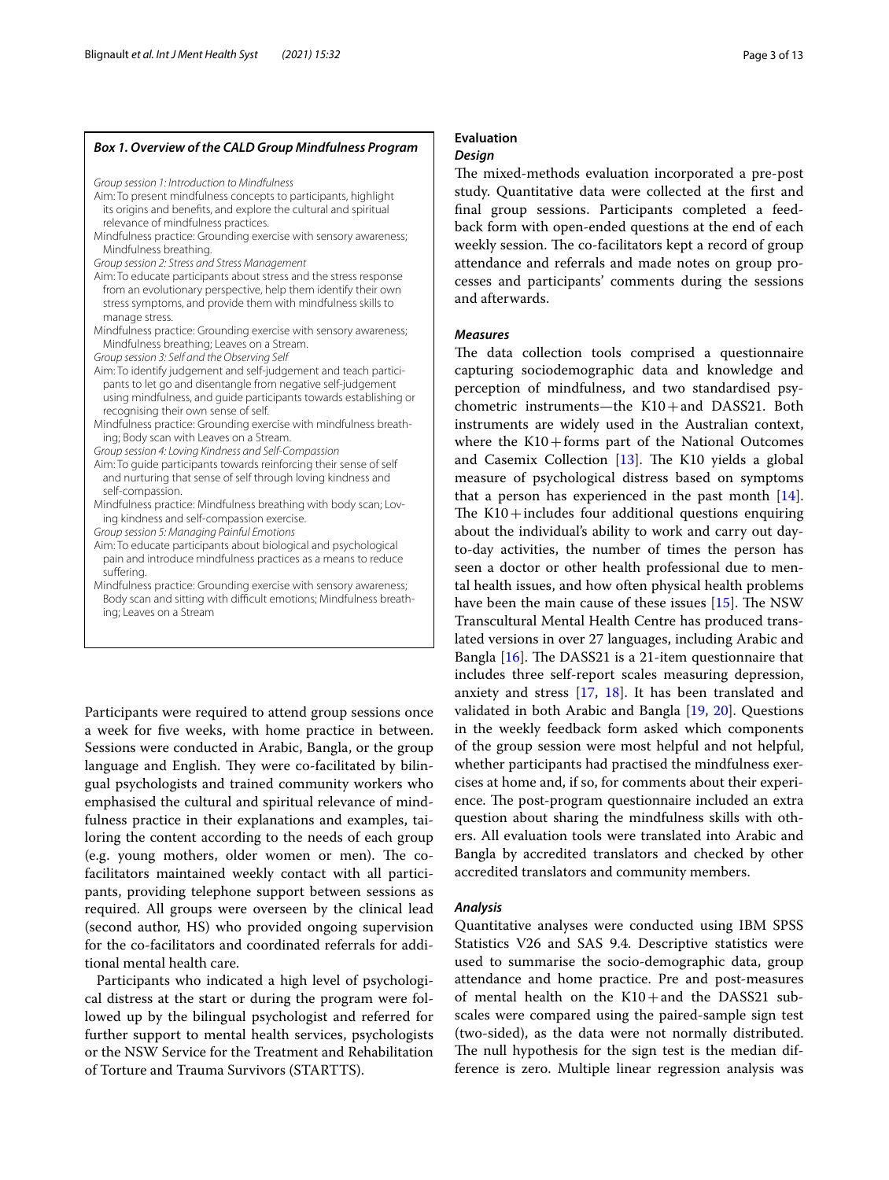**Box 1. Overview of the CALD Group Mindfulness Program**

*Group session 1: Introduction to Mindfulness*

Aim: To present mindfulness concepts to participants, highlight its origins and benefits, and explore the cultural and spiritual relevance of mindfulness practices.

Mindfulness practice: Grounding exercise with sensory awareness; Mindfulness breathing.

*Group session 2: Stress and Stress Management*

Aim: To educate participants about stress and the stress response from an evolutionary perspective, help them identify their own stress symptoms, and provide them with mindfulness skills to manage stress.

Mindfulness practice: Grounding exercise with sensory awareness; Mindfulness breathing; Leaves on a Stream.

*Group session 3: Self and the Observing Self*

Aim: To identify judgement and self-judgement and teach participants to let go and disentangle from negative self-judgement using mindfulness, and guide participants towards establishing or recognising their own sense of self.

Mindfulness practice: Grounding exercise with mindfulness breathing; Body scan with Leaves on a Stream.

*Group session 4: Loving Kindness and Self-Compassion*

Aim: To guide participants towards reinforcing their sense of self and nurturing that sense of self through loving kindness and self-compassion.

Mindfulness practice: Mindfulness breathing with body scan; Loving kindness and self-compassion exercise.

*Group session 5: Managing Painful Emotions*

Aim: To educate participants about biological and psychological pain and introduce mindfulness practices as a means to reduce suffering.

Mindfulness practice: Grounding exercise with sensory awareness; Body scan and sitting with difficult emotions; Mindfulness breathing; Leaves on a Stream

Participants were required to attend group sessions once a week for five weeks, with home practice in between. Sessions were conducted in Arabic, Bangla, or the group language and English. They were co-facilitated by bilingual psychologists and trained community workers who emphasised the cultural and spiritual relevance of mindfulness practice in their explanations and examples, tailoring the content according to the needs of each group (e.g. young mothers, older women or men). The co-facilitators maintained weekly contact with all participants, providing telephone support between sessions as required. All groups were overseen by the clinical lead (second author, HS) who provided ongoing supervision for the co-facilitators and coordinated referrals for additional mental health care.

Participants who indicated a high level of psychological distress at the start or during the program were followed up by the bilingual psychologist and referred for further support to mental health services, psychologists or the NSW Service for the Treatment and Rehabilitation of Torture and Trauma Survivors (STARTTS).

## Evaluation

### *Design*

The mixed-methods evaluation incorporated a pre-post study. Quantitative data were collected at the first and final group sessions. Participants completed a feedback form with open-ended questions at the end of each weekly session. The co-facilitators kept a record of group attendance and referrals and made notes on group processes and participants' comments during the sessions and afterwards.

### *Measures*

The data collection tools comprised a questionnaire capturing sociodemographic data and knowledge and perception of mindfulness, and two standardised psychometric instruments—the K10+and DASS21. Both instruments are widely used in the Australian context, where the K10+forms part of the National Outcomes and Casemix Collection [13]. The K10 yields a global measure of psychological distress based on symptoms that a person has experienced in the past month [14]. The K10+includes four additional questions enquiring about the individual's ability to work and carry out day-to-day activities, the number of times the person has seen a doctor or other health professional due to mental health issues, and how often physical health problems have been the main cause of these issues [15]. The NSW Transcultural Mental Health Centre has produced translated versions in over 27 languages, including Arabic and Bangla [16]. The DASS21 is a 21-item questionnaire that includes three self-report scales measuring depression, anxiety and stress [17, 18]. It has been translated and validated in both Arabic and Bangla [19, 20]. Questions in the weekly feedback form asked which components of the group session were most helpful and not helpful, whether participants had practised the mindfulness exercises at home and, if so, for comments about their experience. The post-program questionnaire included an extra question about sharing the mindfulness skills with others. All evaluation tools were translated into Arabic and Bangla by accredited translators and checked by other accredited translators and community members.

### *Analysis*

Quantitative analyses were conducted using IBM SPSS Statistics V26 and SAS 9.4. Descriptive statistics were used to summarise the socio-demographic data, group attendance and home practice. Pre and post-measures of mental health on the K10+and the DASS21 subscales were compared using the paired-sample sign test (two-sided), as the data were not normally distributed. The null hypothesis for the sign test is the median difference is zero. Multiple linear regression analysis was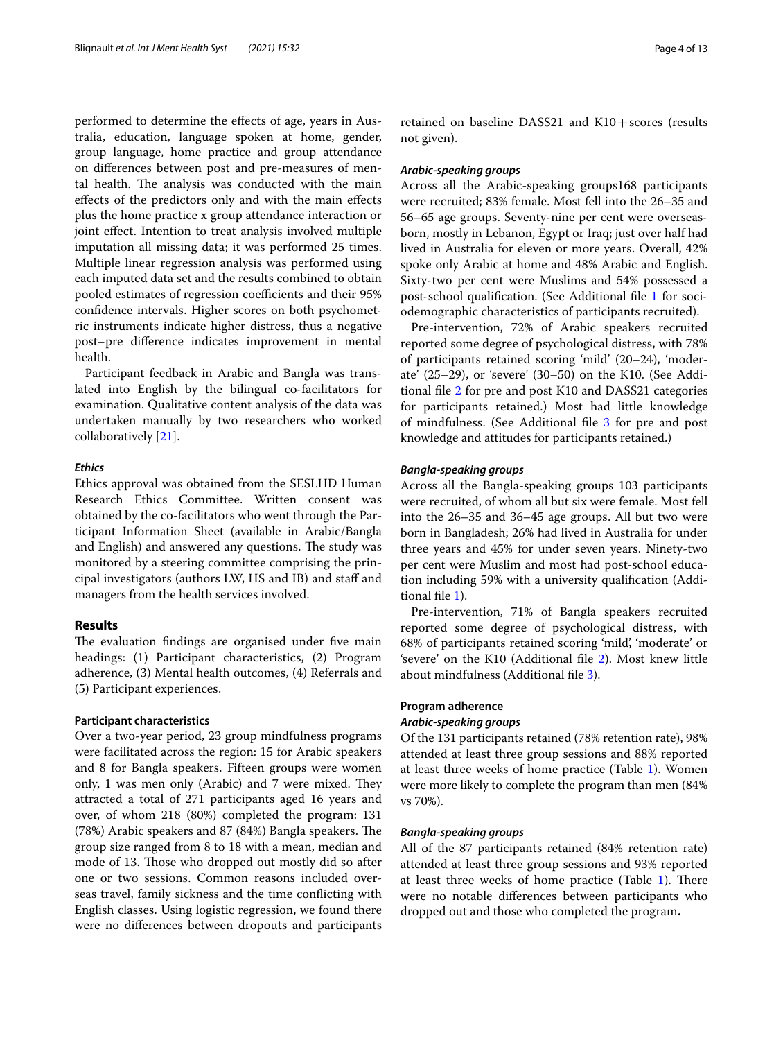performed to determine the effects of age, years in Australia, education, language spoken at home, gender, group language, home practice and group attendance on differences between post and pre-measures of mental health. The analysis was conducted with the main effects of the predictors only and with the main effects plus the home practice x group attendance interaction or joint effect. Intention to treat analysis involved multiple imputation all missing data; it was performed 25 times. Multiple linear regression analysis was performed using each imputed data set and the results combined to obtain pooled estimates of regression coefficients and their 95% confidence intervals. Higher scores on both psychometric instruments indicate higher distress, thus a negative post–pre difference indicates improvement in mental health.

Participant feedback in Arabic and Bangla was translated into English by the bilingual co-facilitators for examination. Qualitative content analysis of the data was undertaken manually by two researchers who worked collaboratively [21].

### *Ethics*

Ethics approval was obtained from the SESLHD Human Research Ethics Committee. Written consent was obtained by the co-facilitators who went through the Participant Information Sheet (available in Arabic/Bangla and English) and answered any questions. The study was monitored by a steering committee comprising the principal investigators (authors LW, HS and IB) and staff and managers from the health services involved.

## Results

The evaluation findings are organised under five main headings: (1) Participant characteristics, (2) Program adherence, (3) Mental health outcomes, (4) Referrals and (5) Participant experiences.

### Participant characteristics

Over a two-year period, 23 group mindfulness programs were facilitated across the region: 15 for Arabic speakers and 8 for Bangla speakers. Fifteen groups were women only, 1 was men only (Arabic) and 7 were mixed. They attracted a total of 271 participants aged 16 years and over, of whom 218 (80%) completed the program: 131 (78%) Arabic speakers and 87 (84%) Bangla speakers. The group size ranged from 8 to 18 with a mean, median and mode of 13. Those who dropped out mostly did so after one or two sessions. Common reasons included overseas travel, family sickness and the time conflicting with English classes. Using logistic regression, we found there were no differences between dropouts and participants retained on baseline DASS21 and K10 + scores (results not given).

#### *Arabic-speaking groups*

Across all the Arabic-speaking groups168 participants were recruited; 83% female. Most fell into the 26–35 and 56–65 age groups. Seventy-nine per cent were overseas-born, mostly in Lebanon, Egypt or Iraq; just over half had lived in Australia for eleven or more years. Overall, 42% spoke only Arabic at home and 48% Arabic and English. Sixty-two per cent were Muslims and 54% possessed a post-school qualification. (See Additional file 1 for sociodemographic characteristics of participants recruited).

Pre-intervention, 72% of Arabic speakers recruited reported some degree of psychological distress, with 78% of participants retained scoring 'mild' (20–24), 'moderate' (25–29), or 'severe' (30–50) on the K10. (See Additional file 2 for pre and post K10 and DASS21 categories for participants retained.) Most had little knowledge of mindfulness. (See Additional file 3 for pre and post knowledge and attitudes for participants retained.)

#### *Bangla-speaking groups*

Across all the Bangla-speaking groups 103 participants were recruited, of whom all but six were female. Most fell into the 26–35 and 36–45 age groups. All but two were born in Bangladesh; 26% had lived in Australia for under three years and 45% for under seven years. Ninety-two per cent were Muslim and most had post-school education including 59% with a university qualification (Additional file 1).

Pre-intervention, 71% of Bangla speakers recruited reported some degree of psychological distress, with 68% of participants retained scoring 'mild', 'moderate' or 'severe' on the K10 (Additional file 2). Most knew little about mindfulness (Additional file 3).

### Program adherence

#### *Arabic-speaking groups*

Of the 131 participants retained (78% retention rate), 98% attended at least three group sessions and 88% reported at least three weeks of home practice (Table 1). Women were more likely to complete the program than men (84% vs 70%).

#### *Bangla-speaking groups*

All of the 87 participants retained (84% retention rate) attended at least three group sessions and 93% reported at least three weeks of home practice (Table 1). There were no notable differences between participants who dropped out and those who completed the program**.**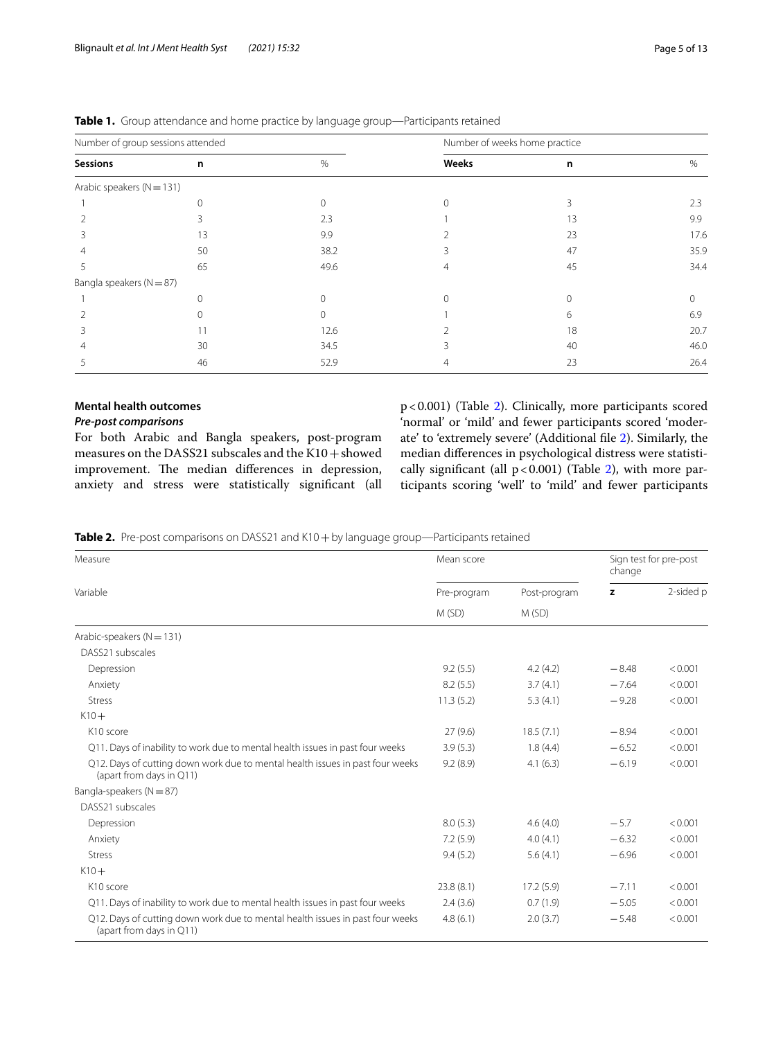**Table 1.** Group attendance and home practice by language group—Participants retained

| Number of group sessions attended | | | Number of weeks home practice | | |
|---|---|---|---|---|---|
| **Sessions** | **n** | % | **Weeks** | **n** | % |
| Arabic speakers (N = 131) | | | | | |
| 1 | 0 | 0 | 0 | 3 | 2.3 |
| 2 | 3 | 2.3 | 1 | 13 | 9.9 |
| 3 | 13 | 9.9 | 2 | 23 | 17.6 |
| 4 | 50 | 38.2 | 3 | 47 | 35.9 |
| 5 | 65 | 49.6 | 4 | 45 | 34.4 |
| Bangla speakers (N = 87) | | | | | |
| 1 | 0 | 0 | 0 | 0 | 0 |
| 2 | 0 | 0 | 1 | 6 | 6.9 |
| 3 | 11 | 12.6 | 2 | 18 | 20.7 |
| 4 | 30 | 34.5 | 3 | 40 | 46.0 |
| 5 | 46 | 52.9 | 4 | 23 | 26.4 |

## Mental health outcomes

### *Pre-post comparisons*

For both Arabic and Bangla speakers, post-program measures on the DASS21 subscales and the K10+ showed improvement. The median differences in depression, anxiety and stress were statistically significant (all $p < 0.001$) (Table 2). Clinically, more participants scored 'normal' or 'mild' and fewer participants scored 'moderate' to 'extremely severe' (Additional file 2). Similarly, the median differences in psychological distress were statistically significant (all $p < 0.001$) (Table 2), with more participants scoring 'well' to 'mild' and fewer participants

**Table 2.** Pre-post comparisons on DASS21 and K10+ by language group—Participants retained

| Measure | Mean score | | Sign test for pre-post change | |
|---|---|---|---|---|
| Variable | Pre-program | Post-program | **z** | 2-sided p |
| | M (SD) | M (SD) | | |
| Arabic-speakers (N = 131) | | | | |
| DASS21 subscales | | | | |
| Depression | 9.2 (5.5) | 4.2 (4.2) | −8.48 | < 0.001 |
| Anxiety | 8.2 (5.5) | 3.7 (4.1) | −7.64 | < 0.001 |
| Stress | 11.3 (5.2) | 5.3 (4.1) | −9.28 | < 0.001 |
| K10+ | | | | |
| K10 score | 27 (9.6) | 18.5 (7.1) | −8.94 | < 0.001 |
| Q11. Days of inability to work due to mental health issues in past four weeks | 3.9 (5.3) | 1.8 (4.4) | −6.52 | < 0.001 |
| Q12. Days of cutting down work due to mental health issues in past four weeks (apart from days in Q11) | 9.2 (8.9) | 4.1 (6.3) | −6.19 | < 0.001 |
| Bangla-speakers (N = 87) | | | | |
| DASS21 subscales | | | | |
| Depression | 8.0 (5.3) | 4.6 (4.0) | −5.7 | < 0.001 |
| Anxiety | 7.2 (5.9) | 4.0 (4.1) | −6.32 | < 0.001 |
| Stress | 9.4 (5.2) | 5.6 (4.1) | −6.96 | < 0.001 |
| K10+ | | | | |
| K10 score | 23.8 (8.1) | 17.2 (5.9) | −7.11 | < 0.001 |
| Q11. Days of inability to work due to mental health issues in past four weeks | 2.4 (3.6) | 0.7 (1.9) | −5.05 | < 0.001 |
| Q12. Days of cutting down work due to mental health issues in past four weeks (apart from days in Q11) | 4.8 (6.1) | 2.0 (3.7) | −5.48 | < 0.001 |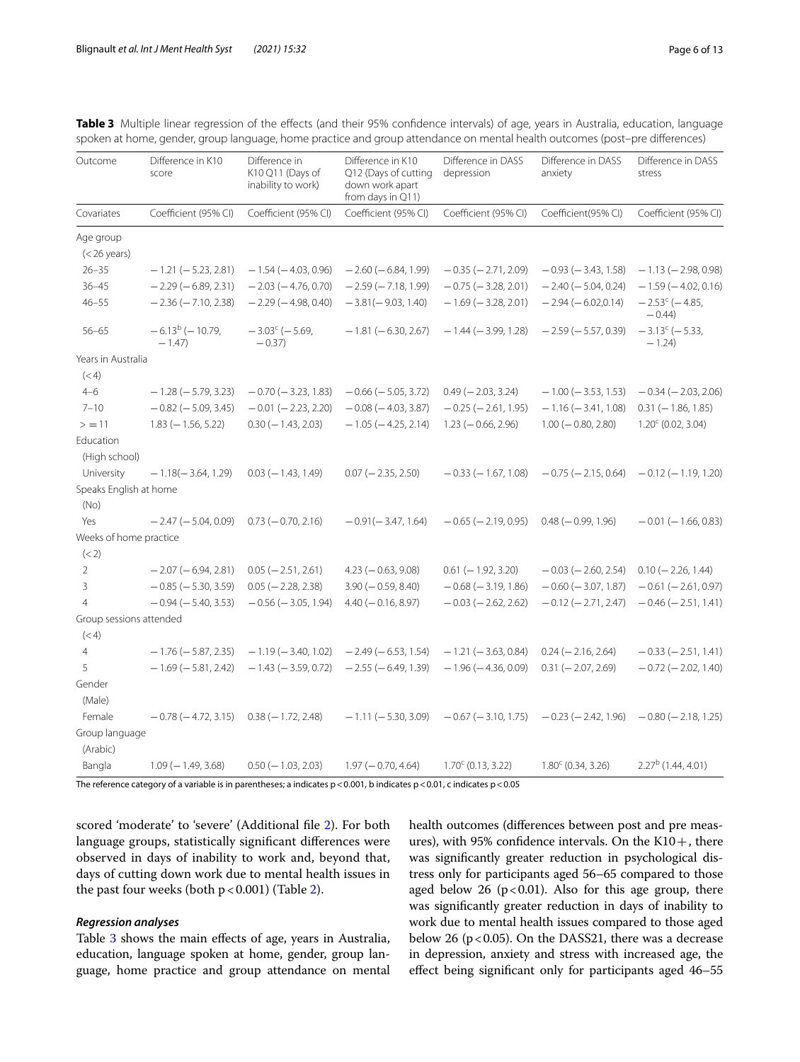**Table 3** Multiple linear regression of the effects (and their 95% confidence intervals) of age, years in Australia, education, language spoken at home, gender, group language, home practice and group attendance on mental health outcomes (post–pre differences)

| Outcome | Difference in K10 score | Difference in K10 Q11 (Days of inability to work) | Difference in K10 Q12 (Days of cutting down work apart from days in Q11) | Difference in DASS depression | Difference in DASS anxiety | Difference in DASS stress |
|---|---|---|---|---|---|---|
| Covariates | Coefficient (95% CI) | Coefficient (95% CI) | Coefficient (95% CI) | Coefficient (95% CI) | Coefficient(95% CI) | Coefficient (95% CI) |
| Age group | | | | | | |
| (< 26 years) | | | | | | |
| 26–35 | − 1.21 (− 5.23, 2.81) | − 1.54 (− 4.03, 0.96) | − 2.60 (− 6.84, 1.99) | − 0.35 (− 2.71, 2.09) | − 0.93 (− 3.43, 1.58) | − 1.13 (− 2.98, 0.98) |
| 36–45 | − 2.29 (− 6.89, 2.31) | − 2.03 (− 4.76, 0.70) | − 2.59 (− 7.18, 1.99) | − 0.75 (− 3.28, 2.01) | − 2.40 (− 5.04, 0.24) | − 1.59 (− 4.02, 0.16) |
| 46–55 | − 2.36 (− 7.10, 2.38) | − 2.29 (− 4.98, 0.40) | − 3.81(− 9.03, 1.40) | − 1.69 (− 3.28, 2.01) | − 2.94 (− 6.02,0.14) | − 2.53[c] (− 4.85, − 0.44) |
| 56–65 | − 6.13[b] (− 10.79, − 1.47) | − 3.03[c] (− 5.69, − 0.37) | − 1.81 (− 6.30, 2.67) | − 1.44 (− 3.99, 1.28) | − 2.59 (− 5.57, 0.39) | − 3.13[c] (− 5.33, − 1.24) |
| Years in Australia | | | | | | |
| (< 4) | | | | | | |
| 4–6 | − 1.28 (− 5.79, 3.23) | − 0.70 (− 3.23, 1.83) | − 0.66 (− 5.05, 3.72) | 0.49 (− 2.03, 3.24) | − 1.00 (− 3.53, 1.53) | − 0.34 (− 2.03, 2.06) |
| 7–10 | − 0.82 (− 5.09, 3.45) | − 0.01 (− 2.23, 2.20) | − 0.08 (− 4.03, 3.87) | − 0.25 (− 2.61, 1.95) | − 1.16 (− 3.41, 1.08) | 0.31 (− 1.86, 1.85) |
| > = 11 | 1.83 (− 1.56, 5.22) | 0.30 (− 1.43, 2.03) | − 1.05 (− 4.25, 2.14) | 1.23 (− 0.66, 2.96) | 1.00 (− 0.80, 2.80) | 1.20[c] (0.02, 3.04) |
| Education | | | | | | |
| (High school) | | | | | | |
| University | − 1.18(− 3.64, 1.29) | 0.03 (− 1.43, 1.49) | 0.07 (− 2.35, 2.50) | − 0.33 (− 1.67, 1.08) | − 0.75 (− 2.15, 0.64) | − 0.12 (− 1.19, 1.20) |
| Speaks English at home | | | | | | |
| (No) | | | | | | |
| Yes | − 2.47 (− 5.04, 0.09) | 0.73 (− 0.70, 2.16) | − 0.91(− 3.47, 1.64) | − 0.65 (− 2.19, 0.95) | 0.48 (− 0.99, 1.96) | − 0.01 (− 1.66, 0.83) |
| Weeks of home practice | | | | | | |
| (< 2) | | | | | | |
| 2 | − 2.07 (− 6.94, 2.81) | 0.05 (− 2.51, 2.61) | 4.23 (− 0.63, 9.08) | 0.61 (− 1.92, 3.20) | − 0.03 (− 2.60, 2.54) | 0.10 (− 2.26, 1.44) |
| 3 | − 0.85 (− 5.30, 3.59) | 0.05 (− 2.28, 2.38) | 3.90 (− 0.59, 8.40) | − 0.68 (− 3.19, 1.86) | − 0.60 (− 3.07, 1.87) | − 0.61 (− 2.61, 0.97) |
| 4 | − 0.94 (− 5.40, 3.53) | − 0.56 (− 3.05, 1.94) | 4.40 (− 0.16, 8.97) | − 0.03 (− 2.62, 2.62) | − 0.12 (− 2.71, 2.47) | − 0.46 (− 2.51, 1.41) |
| Group sessions attended | | | | | | |
| (< 4) | | | | | | |
| 4 | − 1.76 (− 5.87, 2.35) | − 1.19 (− 3.40, 1.02) | − 2.49 (− 6.53, 1.54) | − 1.21 (− 3.63, 0.84) | 0.24 (− 2.16, 2.64) | − 0.33 (− 2.51, 1.41) |
| 5 | − 1.69 (− 5.81, 2.42) | − 1.43 (− 3.59, 0.72) | − 2.55 (− 6.49, 1.39) | − 1.96 (− 4.36, 0.09) | 0.31 (− 2.07, 2.69) | − 0.72 (− 2.02, 1.40) |
| Gender | | | | | | |
| (Male) | | | | | | |
| Female | − 0.78 (− 4.72, 3.15) | 0.38 (− 1.72, 2.48) | − 1.11 (− 5.30, 3.09) | − 0.67 (− 3.10, 1.75) | − 0.23 (− 2.42, 1.96) | − 0.80 (− 2.18, 1.25) |
| Group language | | | | | | |
| (Arabic) | | | | | | |
| Bangla | 1.09 (− 1.49, 3.68) | 0.50 (− 1.03, 2.03) | 1.97 (− 0.70, 4.64) | 1.70[c] (0.13, 3.22) | 1.80[c] (0.34, 3.26) | 2.27[b] (1.44, 4.01) |

The reference category of a variable is in parentheses; a indicates $p < 0.001$, b indicates $p < 0.01$, c indicates $p < 0.05$

scored 'moderate' to 'severe' (Additional file 2). For both language groups, statistically significant differences were observed in days of inability to work and, beyond that, days of cutting down work due to mental health issues in the past four weeks (both $p < 0.001$) (Table 2).

### *Regression analyses*

Table 3 shows the main effects of age, years in Australia, education, language spoken at home, gender, group language, home practice and group attendance on mental health outcomes (differences between post and pre measures), with 95% confidence intervals. On the K10+, there was significantly greater reduction in psychological distress only for participants aged 56–65 compared to those aged below 26 ($p < 0.01$). Also for this age group, there was significantly greater reduction in days of inability to work due to mental health issues compared to those aged below 26 ($p < 0.05$). On the DASS21, there was a decrease in depression, anxiety and stress with increased age, the effect being significant only for participants aged 46–55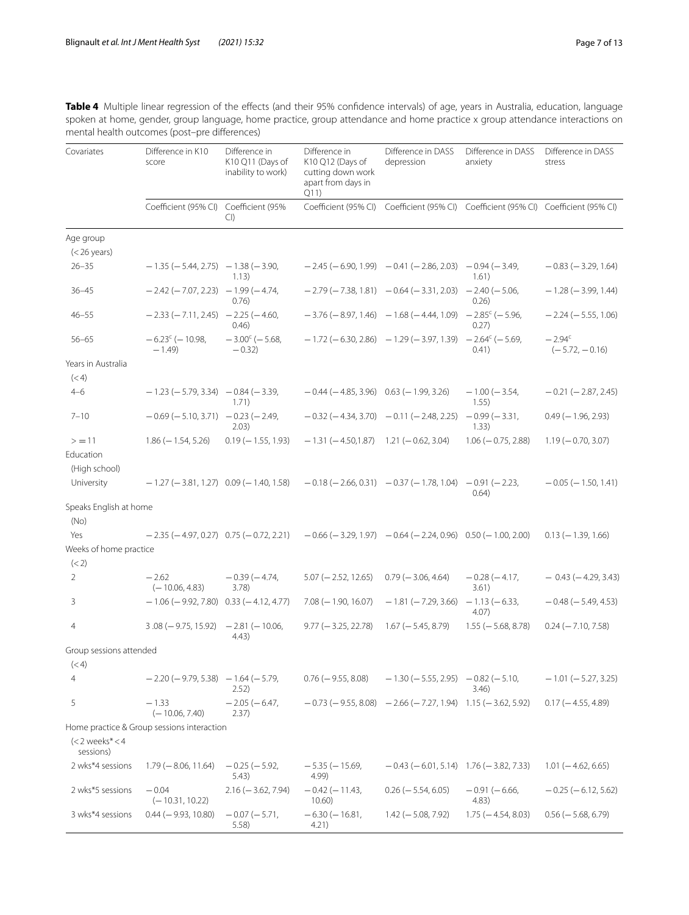**Table 4** Multiple linear regression of the effects (and their 95% confidence intervals) of age, years in Australia, education, language spoken at home, gender, group language, home practice, group attendance and home practice x group attendance interactions on mental health outcomes (post–pre differences)

| Covariates | Difference in K10 score | Difference in K10 Q11 (Days of inability to work) | Difference in K10 Q12 (Days of cutting down work apart from days in Q11) | Difference in DASS depression | Difference in DASS anxiety | Difference in DASS stress |
|---|---|---|---|---|---|---|
| | Coefficient (95% CI) | Coefficient (95% CI) | Coefficient (95% CI) | Coefficient (95% CI) | Coefficient (95% CI) | Coefficient (95% CI) |
| Age group | | | | | | |
| (< 26 years) | | | | | | |
| 26–35 | − 1.35 (− 5.44, 2.75) | − 1.38 (− 3.90, 1.13) | − 2.45 (− 6.90, 1.99) | − 0.41 (− 2.86, 2.03) | − 0.94 (− 3.49, 1.61) | − 0.83 (− 3.29, 1.64) |
| 36–45 | − 2.42 (− 7.07, 2.23) | − 1.99 (− 4.74, 0.76) | − 2.79 (− 7.38, 1.81) | − 0.64 (− 3.31, 2.03) | − 2.40 (− 5.06, 0.26) | − 1.28 (− 3.99, 1.44) |
| 46–55 | − 2.33 (− 7.11, 2.45) | − 2.25 (− 4.60, 0.46) | − 3.76 (− 8.97, 1.46) | − 1.68 (− 4.44, 1.09) | − 2.85[c] (− 5.96, 0.27) | − 2.24 (− 5.55, 1.06) |
| 56–65 | − 6.23[c] (− 10.98, − 1.49) | − 3.00[c] (− 5.68, − 0.32) | − 1.72 (− 6.30, 2.86) | − 1.29 (− 3.97, 1.39) | − 2.64[c] (− 5.69, 0.41) | − 2.94[c] (− 5.72, − 0.16) |
| Years in Australia | | | | | | |
| (< 4) | | | | | | |
| 4–6 | − 1.23 (− 5.79, 3.34) | − 0.84 (− 3.39, 1.71) | − 0.44 (− 4.85, 3.96) | 0.63 (− 1.99, 3.26) | − 1.00 (− 3.54, 1.55) | − 0.21 (− 2.87, 2.45) |
| 7–10 | − 0.69 (− 5.10, 3.71) | − 0.23 (− 2.49, 2.03) | − 0.32 (− 4.34, 3.70) | − 0.11 (− 2.48, 2.25) | − 0.99 (− 3.31, 1.33) | 0.49 (− 1.96, 2.93) |
| > = 11 | 1.86 (− 1.54, 5.26) | 0.19 (− 1.55, 1.93) | − 1.31 (− 4.50,1.87) | 1.21 (− 0.62, 3.04) | 1.06 (− 0.75, 2.88) | 1.19 (− 0.70, 3.07) |
| Education | | | | | | |
| (High school) | | | | | | |
| University | − 1.27 (− 3.81, 1.27) | 0.09 (− 1.40, 1.58) | − 0.18 (− 2.66, 0.31) | − 0.37 (− 1.78, 1.04) | − 0.91 (− 2.23, 0.64) | − 0.05 (− 1.50, 1.41) |
| Speaks English at home | | | | | | |
| (No) | | | | | | |
| Yes | − 2.35 (− 4.97, 0.27) | 0.75 (− 0.72, 2.21) | − 0.66 (− 3.29, 1.97) | − 0.64 (− 2.24, 0.96) | 0.50 (− 1.00, 2.00) | 0.13 (− 1.39, 1.66) |
| Weeks of home practice | | | | | | |
| (< 2) | | | | | | |
| 2 | − 2.62 (− 10.06, 4.83) | − 0.39 (− 4.74, 3.78) | 5.07 (− 2.52, 12.65) | 0.79 (− 3.06, 4.64) | − 0.28 (− 4.17, 3.61) | − 0.43 (− 4.29, 3.43) |
| 3 | − 1.06 (− 9.92, 7.80) | 0.33 (− 4.12, 4.77) | 7.08 (− 1.90, 16.07) | − 1.81 (− 7.29, 3.66) | − 1.13 (− 6.33, 4.07) | − 0.48 (− 5.49, 4.53) |
| 4 | 3 .08 (− 9.75, 15.92) | − 2.81 (− 10.06, 4.43) | 9.77 (− 3.25, 22.78) | 1.67 (− 5.45, 8.79) | 1.55 (− 5.68, 8.78) | 0.24 (− 7.10, 7.58) |
| Group sessions attended | | | | | | |
| (< 4) | | | | | | |
| 4 | − 2.20 (− 9.79, 5.38) | − 1.64 (− 5.79, 2.52) | 0.76 (− 9.55, 8.08) | − 1.30 (− 5.55, 2.95) | − 0.82 (− 5.10, 3.46) | − 1.01 (− 5.27, 3.25) |
| 5 | − 1.33 (− 10.06, 7.40) | − 2.05 (− 6.47, 2.37) | − 0.73 (− 9.55, 8.08) | − 2.66 (− 7.27, 1.94) | 1.15 (− 3.62, 5.92) | 0.17 (− 4.55, 4.89) |
| Home practice & Group sessions interaction | | | | | | |
| (< 2 weeks* < 4 sessions) | | | | | | |
| 2 wks*4 sessions | 1.79 (− 8.06, 11.64) | − 0.25 (− 5.92, 5.43) | − 5.35 (− 15.69, 4.99) | − 0.43 (− 6.01, 5.14) | 1.76 (− 3.82, 7.33) | 1.01 (− 4.62, 6.65) |
| 2 wks*5 sessions | − 0.04 (− 10.31, 10.22) | 2.16 (− 3.62, 7.94) | − 0.42 (− 11.43, 10.60) | 0.26 (− 5.54, 6.05) | − 0.91 (− 6.66, 4.83) | − 0.25 (− 6.12, 5.62) |
| 3 wks*4 sessions | 0.44 (− 9.93, 10.80) | − 0.07 (− 5.71, 5.58) | − 6.30 (− 16.81, 4.21) | 1.42 (− 5.08, 7.92) | 1.75 (− 4.54, 8.03) | 0.56 (− 5.68, 6.79) |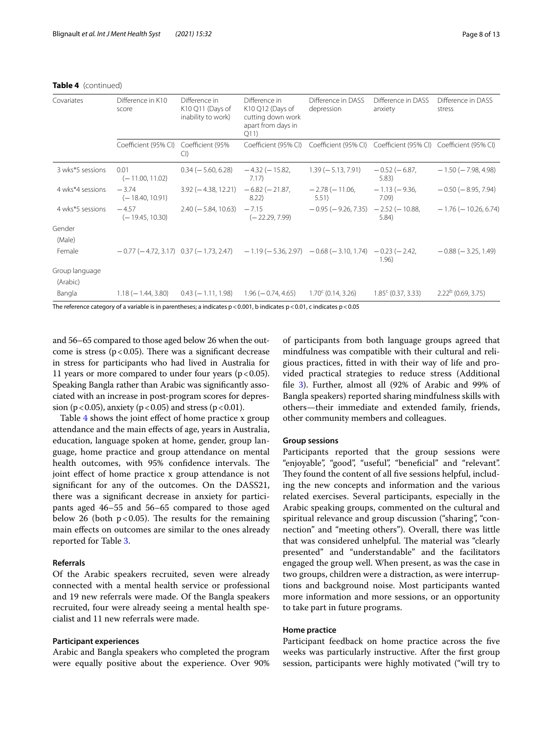**Table 4** (continued)

| Covariates | Difference in K10 score | Difference in K10 Q11 (Days of inability to work) | Difference in K10 Q12 (Days of cutting down work apart from days in Q11) | Difference in DASS depression | Difference in DASS anxiety | Difference in DASS stress |
|---|---|---|---|---|---|---|
| | Coefficient (95% CI) | Coefficient (95% CI) | Coefficient (95% CI) | Coefficient (95% CI) | Coefficient (95% CI) | Coefficient (95% CI) |
| 3 wks*5 sessions | 0.01 (−11.00, 11.02) | 0.34 (−5.60, 6.28) | −4.32 (−15.82, 7.17) | 1.39 (−5.13, 7.91) | −0.52 (−6.87, 5.83) | −1.50 (−7.98, 4.98) |
| 4 wks*4 sessions | −3.74 (−18.40, 10.91) | 3.92 (−4.38, 12.21) | −6.82 (−21.87, 8.22) | −2.78 (−11.06, 5.51) | −1.13 (−9.36, 7.09) | −0.50 (−8.95, 7.94) |
| 4 wks*5 sessions | −4.57 (−19.45, 10.30) | 2.40 (−5.84, 10.63) | −7.15 (−22.29, 7.99) | −0.95 (−9.26, 7.35) | −2.52 (−10.88, 5.84) | −1.76 (−10.26, 6.74) |
| Gender | | | | | | |
| (Male) | | | | | | |
| Female | −0.77 (−4.72, 3.17) | 0.37 (−1.73, 2.47) | −1.19 (−5.36, 2.97) | −0.68 (−3.10, 1.74) | −0.23 (−2.42, 1.96) | −0.88 (−3.25, 1.49) |
| Group language | | | | | | |
| (Arabic) | | | | | | |
| Bangla | 1.18 (−1.44, 3.80) | 0.43 (−1.11, 1.98) | 1.96 (−0.74, 4.65) | 1.70[c] (0.14, 3.26) | 1.85[c] (0.37, 3.33) | 2.22[b] (0.69, 3.75) |

The reference category of a variable is in parentheses; a indicates $p<0.001$, b indicates $p<0.01$, c indicates $p<0.05$

and 56–65 compared to those aged below 26 when the outcome is stress ($p<0.05$). There was a significant decrease in stress for participants who had lived in Australia for 11 years or more compared to under four years ($p<0.05$). Speaking Bangla rather than Arabic was significantly associated with an increase in post-program scores for depression ($p<0.05$), anxiety ($p<0.05$) and stress ($p<0.01$).

Table 4 shows the joint effect of home practice x group attendance and the main effects of age, years in Australia, education, language spoken at home, gender, group language, home practice and group attendance on mental health outcomes, with 95% confidence intervals. The joint effect of home practice x group attendance is not significant for any of the outcomes. On the DASS21, there was a significant decrease in anxiety for participants aged 46–55 and 56–65 compared to those aged below 26 (both $p<0.05$). The results for the remaining main effects on outcomes are similar to the ones already reported for Table 3.

### Referrals

Of the Arabic speakers recruited, seven were already connected with a mental health service or professional and 19 new referrals were made. Of the Bangla speakers recruited, four were already seeing a mental health specialist and 11 new referrals were made.

### Participant experiences

Arabic and Bangla speakers who completed the program were equally positive about the experience. Over 90% of participants from both language groups agreed that mindfulness was compatible with their cultural and religious practices, fitted in with their way of life and provided practical strategies to reduce stress (Additional file 3). Further, almost all (92% of Arabic and 99% of Bangla speakers) reported sharing mindfulness skills with others—their immediate and extended family, friends, other community members and colleagues.

### Group sessions

Participants reported that the group sessions were "enjoyable", "good", "useful", "beneficial" and "relevant". They found the content of all five sessions helpful, including the new concepts and information and the various related exercises. Several participants, especially in the Arabic speaking groups, commented on the cultural and spiritual relevance and group discussion ("sharing", "connection" and "meeting others"). Overall, there was little that was considered unhelpful. The material was "clearly presented" and "understandable" and the facilitators engaged the group well. When present, as was the case in two groups, children were a distraction, as were interruptions and background noise. Most participants wanted more information and more sessions, or an opportunity to take part in future programs.

### Home practice

Participant feedback on home practice across the five weeks was particularly instructive. After the first group session, participants were highly motivated ("will try to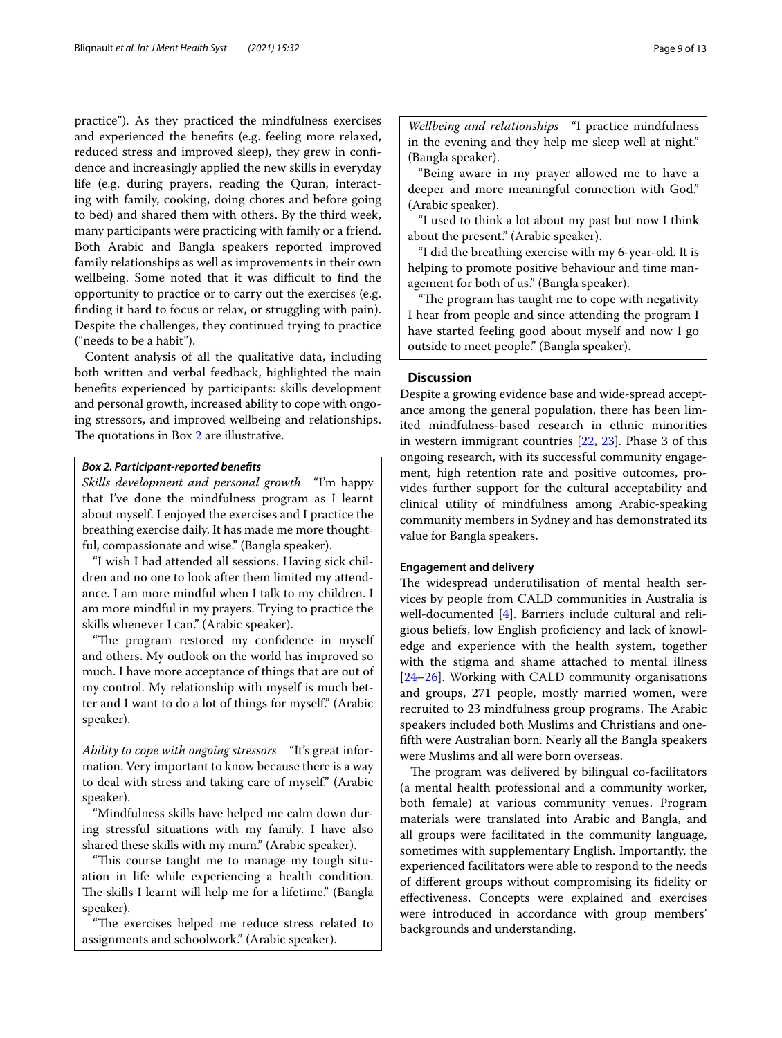practice"). As they practiced the mindfulness exercises and experienced the benefits (e.g. feeling more relaxed, reduced stress and improved sleep), they grew in confidence and increasingly applied the new skills in everyday life (e.g. during prayers, reading the Quran, interacting with family, cooking, doing chores and before going to bed) and shared them with others. By the third week, many participants were practicing with family or a friend. Both Arabic and Bangla speakers reported improved family relationships as well as improvements in their own wellbeing. Some noted that it was difficult to find the opportunity to practice or to carry out the exercises (e.g. finding it hard to focus or relax, or struggling with pain). Despite the challenges, they continued trying to practice ("needs to be a habit").

Content analysis of all the qualitative data, including both written and verbal feedback, highlighted the main benefits experienced by participants: skills development and personal growth, increased ability to cope with ongoing stressors, and improved wellbeing and relationships. The quotations in Box 2 are illustrative.

> ***Box 2. Participant-reported benefits***
>
> *Skills development and personal growth* "I'm happy that I've done the mindfulness program as I learnt about myself. I enjoyed the exercises and I practice the breathing exercise daily. It has made me more thoughtful, compassionate and wise." (Bangla speaker).
>
> "I wish I had attended all sessions. Having sick children and no one to look after them limited my attendance. I am more mindful when I talk to my children. I am more mindful in my prayers. Trying to practice the skills whenever I can." (Arabic speaker).
>
> "The program restored my confidence in myself and others. My outlook on the world has improved so much. I have more acceptance of things that are out of my control. My relationship with myself is much better and I want to do a lot of things for myself." (Arabic speaker).
>
> *Ability to cope with ongoing stressors* "It's great information. Very important to know because there is a way to deal with stress and taking care of myself." (Arabic speaker).
>
> "Mindfulness skills have helped me calm down during stressful situations with my family. I have also shared these skills with my mum." (Arabic speaker).
>
> "This course taught me to manage my tough situation in life while experiencing a health condition. The skills I learnt will help me for a lifetime." (Bangla speaker).
>
> "The exercises helped me reduce stress related to assignments and schoolwork." (Arabic speaker).
>
> *Wellbeing and relationships* "I practice mindfulness in the evening and they help me sleep well at night." (Bangla speaker).
>
> "Being aware in my prayer allowed me to have a deeper and more meaningful connection with God." (Arabic speaker).
>
> "I used to think a lot about my past but now I think about the present." (Arabic speaker).
>
> "I did the breathing exercise with my 6-year-old. It is helping to promote positive behaviour and time management for both of us." (Bangla speaker).
>
> "The program has taught me to cope with negativity I hear from people and since attending the program I have started feeling good about myself and now I go outside to meet people." (Bangla speaker).

## Discussion

Despite a growing evidence base and wide-spread acceptance among the general population, there has been limited mindfulness-based research in ethnic minorities in western immigrant countries [22, 23]. Phase 3 of this ongoing research, with its successful community engagement, high retention rate and positive outcomes, provides further support for the cultural acceptability and clinical utility of mindfulness among Arabic-speaking community members in Sydney and has demonstrated its value for Bangla speakers.

### Engagement and delivery

The widespread underutilisation of mental health services by people from CALD communities in Australia is well-documented [4]. Barriers include cultural and religious beliefs, low English proficiency and lack of knowledge and experience with the health system, together with the stigma and shame attached to mental illness [24–26]. Working with CALD community organisations and groups, 271 people, mostly married women, were recruited to 23 mindfulness group programs. The Arabic speakers included both Muslims and Christians and one-fifth were Australian born. Nearly all the Bangla speakers were Muslims and all were born overseas.

The program was delivered by bilingual co-facilitators (a mental health professional and a community worker, both female) at various community venues. Program materials were translated into Arabic and Bangla, and all groups were facilitated in the community language, sometimes with supplementary English. Importantly, the experienced facilitators were able to respond to the needs of different groups without compromising its fidelity or effectiveness. Concepts were explained and exercises were introduced in accordance with group members' backgrounds and understanding.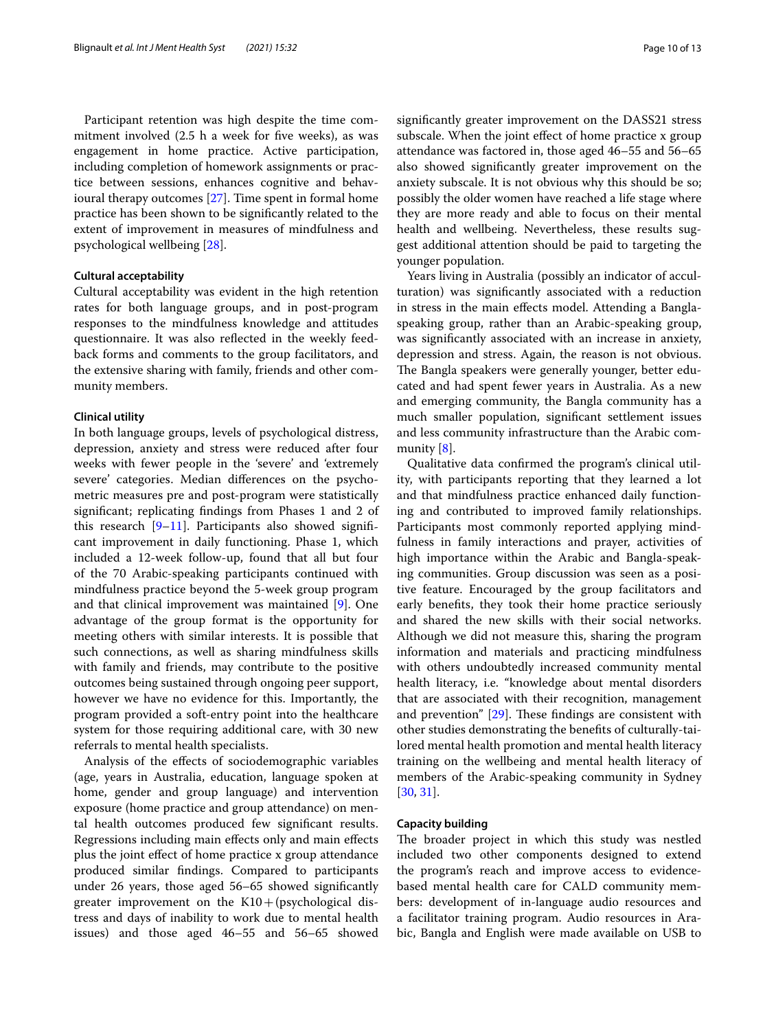Participant retention was high despite the time commitment involved (2.5 h a week for five weeks), as was engagement in home practice. Active participation, including completion of homework assignments or practice between sessions, enhances cognitive and behavioural therapy outcomes [27]. Time spent in formal home practice has been shown to be significantly related to the extent of improvement in measures of mindfulness and psychological wellbeing [28].

### Cultural acceptability

Cultural acceptability was evident in the high retention rates for both language groups, and in post-program responses to the mindfulness knowledge and attitudes questionnaire. It was also reflected in the weekly feedback forms and comments to the group facilitators, and the extensive sharing with family, friends and other community members.

### Clinical utility

In both language groups, levels of psychological distress, depression, anxiety and stress were reduced after four weeks with fewer people in the 'severe' and 'extremely severe' categories. Median differences on the psychometric measures pre and post-program were statistically significant; replicating findings from Phases 1 and 2 of this research [9–11]. Participants also showed significant improvement in daily functioning. Phase 1, which included a 12-week follow-up, found that all but four of the 70 Arabic-speaking participants continued with mindfulness practice beyond the 5-week group program and that clinical improvement was maintained [9]. One advantage of the group format is the opportunity for meeting others with similar interests. It is possible that such connections, as well as sharing mindfulness skills with family and friends, may contribute to the positive outcomes being sustained through ongoing peer support, however we have no evidence for this. Importantly, the program provided a soft-entry point into the healthcare system for those requiring additional care, with 30 new referrals to mental health specialists.

Analysis of the effects of sociodemographic variables (age, years in Australia, education, language spoken at home, gender and group language) and intervention exposure (home practice and group attendance) on mental health outcomes produced few significant results. Regressions including main effects only and main effects plus the joint effect of home practice x group attendance produced similar findings. Compared to participants under 26 years, those aged 56–65 showed significantly greater improvement on the K10+ (psychological distress and days of inability to work due to mental health issues) and those aged 46–55 and 56–65 showed significantly greater improvement on the DASS21 stress subscale. When the joint effect of home practice x group attendance was factored in, those aged 46–55 and 56–65 also showed significantly greater improvement on the anxiety subscale. It is not obvious why this should be so; possibly the older women have reached a life stage where they are more ready and able to focus on their mental health and wellbeing. Nevertheless, these results suggest additional attention should be paid to targeting the younger population.

Years living in Australia (possibly an indicator of acculturation) was significantly associated with a reduction in stress in the main effects model. Attending a Bangla-speaking group, rather than an Arabic-speaking group, was significantly associated with an increase in anxiety, depression and stress. Again, the reason is not obvious. The Bangla speakers were generally younger, better educated and had spent fewer years in Australia. As a new and emerging community, the Bangla community has a much smaller population, significant settlement issues and less community infrastructure than the Arabic community [8].

Qualitative data confirmed the program's clinical utility, with participants reporting that they learned a lot and that mindfulness practice enhanced daily functioning and contributed to improved family relationships. Participants most commonly reported applying mindfulness in family interactions and prayer, activities of high importance within the Arabic and Bangla-speaking communities. Group discussion was seen as a positive feature. Encouraged by the group facilitators and early benefits, they took their home practice seriously and shared the new skills with their social networks. Although we did not measure this, sharing the program information and materials and practicing mindfulness with others undoubtedly increased community mental health literacy, i.e. "knowledge about mental disorders that are associated with their recognition, management and prevention" [29]. These findings are consistent with other studies demonstrating the benefits of culturally-tailored mental health promotion and mental health literacy training on the wellbeing and mental health literacy of members of the Arabic-speaking community in Sydney [30, 31].

### Capacity building

The broader project in which this study was nestled included two other components designed to extend the program's reach and improve access to evidence-based mental health care for CALD community members: development of in-language audio resources and a facilitator training program. Audio resources in Arabic, Bangla and English were made available on USB to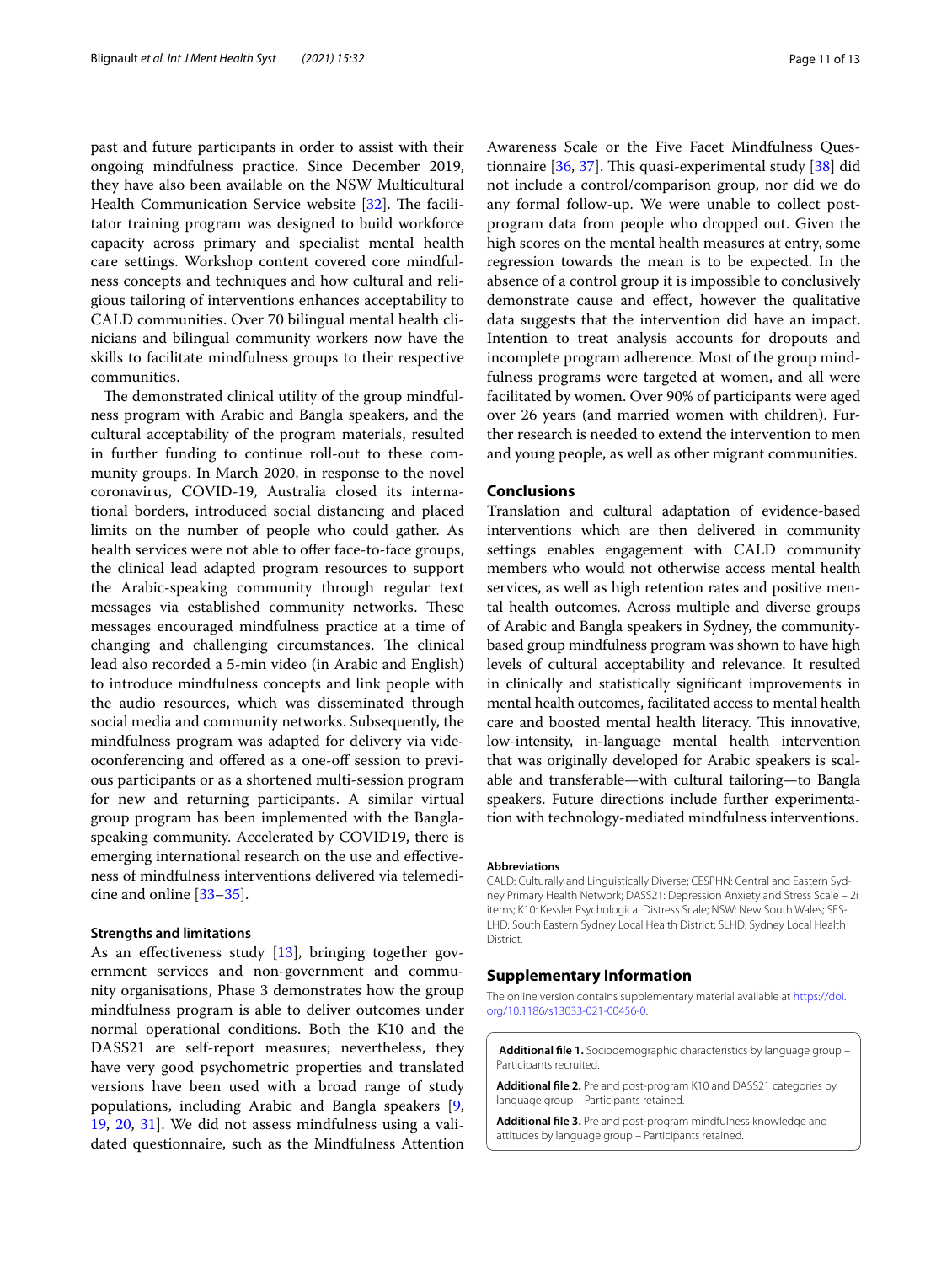past and future participants in order to assist with their ongoing mindfulness practice. Since December 2019, they have also been available on the NSW Multicultural Health Communication Service website [32]. The facilitator training program was designed to build workforce capacity across primary and specialist mental health care settings. Workshop content covered core mindfulness concepts and techniques and how cultural and religious tailoring of interventions enhances acceptability to CALD communities. Over 70 bilingual mental health clinicians and bilingual community workers now have the skills to facilitate mindfulness groups to their respective communities.

The demonstrated clinical utility of the group mindfulness program with Arabic and Bangla speakers, and the cultural acceptability of the program materials, resulted in further funding to continue roll-out to these community groups. In March 2020, in response to the novel coronavirus, COVID-19, Australia closed its international borders, introduced social distancing and placed limits on the number of people who could gather. As health services were not able to offer face-to-face groups, the clinical lead adapted program resources to support the Arabic-speaking community through regular text messages via established community networks. These messages encouraged mindfulness practice at a time of changing and challenging circumstances. The clinical lead also recorded a 5-min video (in Arabic and English) to introduce mindfulness concepts and link people with the audio resources, which was disseminated through social media and community networks. Subsequently, the mindfulness program was adapted for delivery via videoconferencing and offered as a one-off session to previous participants or as a shortened multi-session program for new and returning participants. A similar virtual group program has been implemented with the Bangla-speaking community. Accelerated by COVID19, there is emerging international research on the use and effectiveness of mindfulness interventions delivered via telemedicine and online [33–35].

### Strengths and limitations

As an effectiveness study [13], bringing together government services and non-government and community organisations, Phase 3 demonstrates how the group mindfulness program is able to deliver outcomes under normal operational conditions. Both the K10 and the DASS21 are self-report measures; nevertheless, they have very good psychometric properties and translated versions have been used with a broad range of study populations, including Arabic and Bangla speakers [9, 19, 20, 31]. We did not assess mindfulness using a validated questionnaire, such as the Mindfulness Attention Awareness Scale or the Five Facet Mindfulness Questionnaire [36, 37]. This quasi-experimental study [38] did not include a control/comparison group, nor did we do any formal follow-up. We were unable to collect post-program data from people who dropped out. Given the high scores on the mental health measures at entry, some regression towards the mean is to be expected. In the absence of a control group it is impossible to conclusively demonstrate cause and effect, however the qualitative data suggests that the intervention did have an impact. Intention to treat analysis accounts for dropouts and incomplete program adherence. Most of the group mindfulness programs were targeted at women, and all were facilitated by women. Over 90% of participants were aged over 26 years (and married women with children). Further research is needed to extend the intervention to men and young people, as well as other migrant communities.

## Conclusions

Translation and cultural adaptation of evidence-based interventions which are then delivered in community settings enables engagement with CALD community members who would not otherwise access mental health services, as well as high retention rates and positive mental health outcomes. Across multiple and diverse groups of Arabic and Bangla speakers in Sydney, the community-based group mindfulness program was shown to have high levels of cultural acceptability and relevance. It resulted in clinically and statistically significant improvements in mental health outcomes, facilitated access to mental health care and boosted mental health literacy. This innovative, low-intensity, in-language mental health intervention that was originally developed for Arabic speakers is scalable and transferable—with cultural tailoring—to Bangla speakers. Future directions include further experimentation with technology-mediated mindfulness interventions.

#### Abbreviations

CALD: Culturally and Linguistically Diverse; CESPHN: Central and Eastern Sydney Primary Health Network; DASS21: Depression Anxiety and Stress Scale – 2i items; K10: Kessler Psychological Distress Scale; NSW: New South Wales; SES-LHD: South Eastern Sydney Local Health District; SLHD: Sydney Local Health District.

## Supplementary Information

The online version contains supplementary material available at https://doi.org/10.1186/s13033-021-00456-0.

**Additional file 1.** Sociodemographic characteristics by language group – Participants recruited.

**Additional file 2.** Pre and post-program K10 and DASS21 categories by language group – Participants retained.

**Additional file 3.** Pre and post-program mindfulness knowledge and attitudes by language group – Participants retained.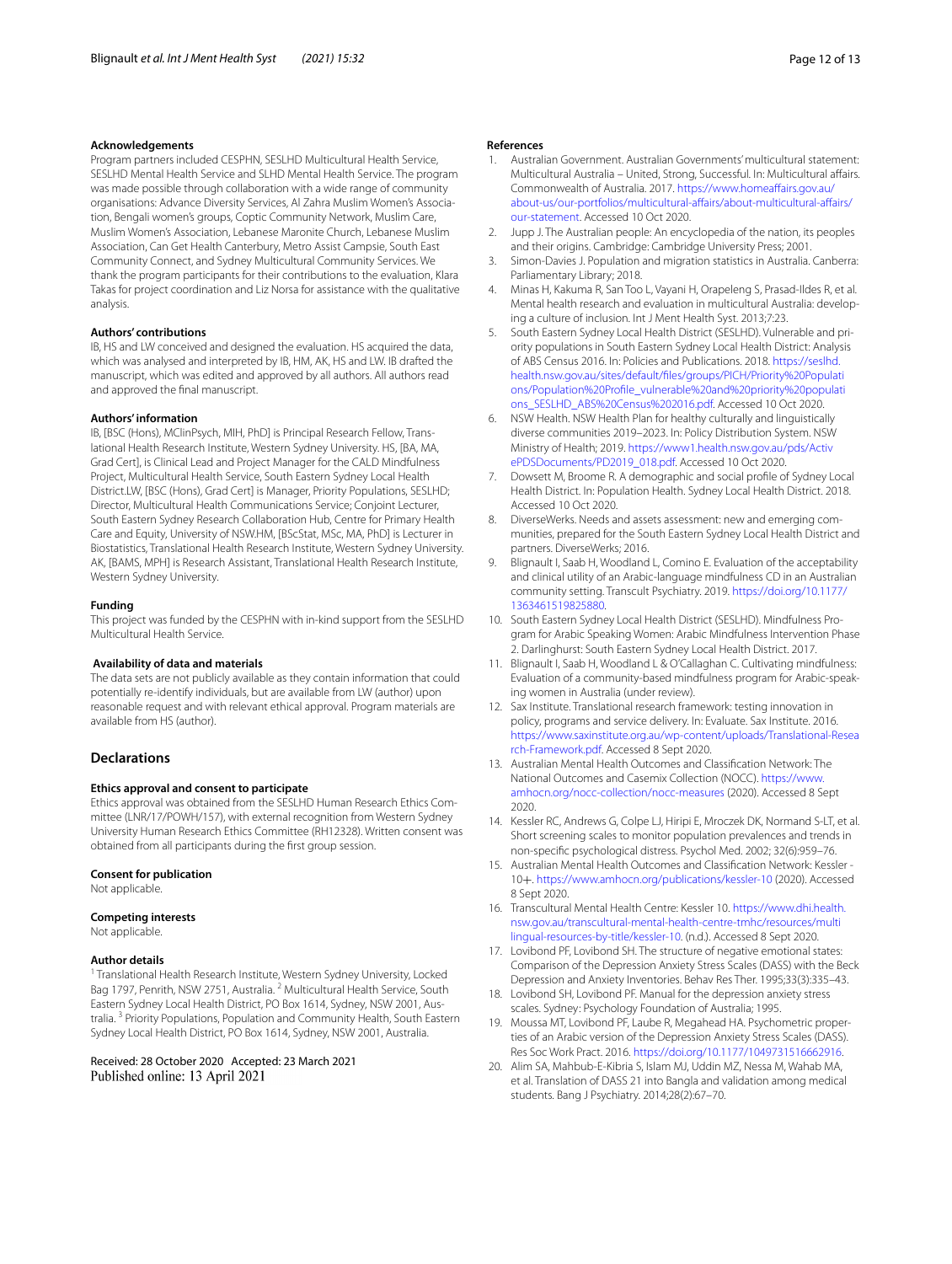#### Acknowledgements

Program partners included CESPHN, SESLHD Multicultural Health Service, SESLHD Mental Health Service and SLHD Mental Health Service. The program was made possible through collaboration with a wide range of community organisations: Advance Diversity Services, Al Zahra Muslim Women's Association, Bengali women's groups, Coptic Community Network, Muslim Care, Muslim Women's Association, Lebanese Maronite Church, Lebanese Muslim Association, Can Get Health Canterbury, Metro Assist Campsie, South East Community Connect, and Sydney Multicultural Community Services. We thank the program participants for their contributions to the evaluation, Klara Takas for project coordination and Liz Norsa for assistance with the qualitative analysis.

#### Authors' contributions

IB, HS and LW conceived and designed the evaluation. HS acquired the data, which was analysed and interpreted by IB, HM, AK, HS and LW. IB drafted the manuscript, which was edited and approved by all authors. All authors read and approved the final manuscript.

#### Authors' information

IB, [BSC (Hons), MClinPsych, MIH, PhD] is Principal Research Fellow, Translational Health Research Institute, Western Sydney University. HS, [BA, MA, Grad Cert], is Clinical Lead and Project Manager for the CALD Mindfulness Project, Multicultural Health Service, South Eastern Sydney Local Health District.LW, [BSC (Hons), Grad Cert] is Manager, Priority Populations, SESLHD; Director, Multicultural Health Communications Service; Conjoint Lecturer, South Eastern Sydney Research Collaboration Hub, Centre for Primary Health Care and Equity, University of NSW.HM, [BScStat, MSc, MA, PhD] is Lecturer in Biostatistics, Translational Health Research Institute, Western Sydney University. AK, [BAMS, MPH] is Research Assistant, Translational Health Research Institute, Western Sydney University.

#### Funding

This project was funded by the CESPHN with in-kind support from the SESLHD Multicultural Health Service.

#### Availability of data and materials

The data sets are not publicly available as they contain information that could potentially re-identify individuals, but are available from LW (author) upon reasonable request and with relevant ethical approval. Program materials are available from HS (author).

## Declarations

#### Ethics approval and consent to participate

Ethics approval was obtained from the SESLHD Human Research Ethics Committee (LNR/17/POWH/157), with external recognition from Western Sydney University Human Research Ethics Committee (RH12328). Written consent was obtained from all participants during the first group session.

#### Consent for publication

Not applicable.

#### Competing interests

Not applicable.

#### Author details

[1] Translational Health Research Institute, Western Sydney University, Locked Bag 1797, Penrith, NSW 2751, Australia. [2] Multicultural Health Service, South Eastern Sydney Local Health District, PO Box 1614, Sydney, NSW 2001, Australia. [3] Priority Populations, Population and Community Health, South Eastern Sydney Local Health District, PO Box 1614, Sydney, NSW 2001, Australia.

Received: 28 October 2020 Accepted: 23 March 2021
Published online: 13 April 2021

#### References

1. Australian Government. Australian Governments' multicultural statement: Multicultural Australia – United, Strong, Successful. In: Multicultural affairs. Commonwealth of Australia. 2017. https://www.homeaffairs.gov.au/about-us/our-portfolios/multicultural-affairs/about-multicultural-affairs/our-statement. Accessed 10 Oct 2020.
2. Jupp J. The Australian people: An encyclopedia of the nation, its peoples and their origins. Cambridge: Cambridge University Press; 2001.
3. Simon-Davies J. Population and migration statistics in Australia. Canberra: Parliamentary Library; 2018.
4. Minas H, Kakuma R, San Too L, Vayani H, Orapeleng S, Prasad-Ildes R, et al. Mental health research and evaluation in multicultural Australia: developing a culture of inclusion. Int J Ment Health Syst. 2013;7:23.
5. South Eastern Sydney Local Health District (SESLHD). Vulnerable and priority populations in South Eastern Sydney Local Health District: Analysis of ABS Census 2016. In: Policies and Publications. 2018. https://seslhd.health.nsw.gov.au/sites/default/files/groups/PICH/Priority%20Populations/Population%20Profile_vulnerable%20and%20priority%20populations_SESLHD_ABS%20Census%202016.pdf. Accessed 10 Oct 2020.
6. NSW Health. NSW Health Plan for healthy culturally and linguistically diverse communities 2019–2023. In: Policy Distribution System. NSW Ministry of Health; 2019. https://www1.health.nsw.gov.au/pds/ActivePDSDocuments/PD2019_018.pdf. Accessed 10 Oct 2020.
7. Dowsett M, Broome R. A demographic and social profile of Sydney Local Health District. In: Population Health. Sydney Local Health District. 2018. Accessed 10 Oct 2020.
8. DiverseWerks. Needs and assets assessment: new and emerging communities, prepared for the South Eastern Sydney Local Health District and partners. DiverseWerks; 2016.
9. Blignault I, Saab H, Woodland L, Comino E. Evaluation of the acceptability and clinical utility of an Arabic-language mindfulness CD in an Australian community setting. Transcult Psychiatry. 2019. https://doi.org/10.1177/1363461519825880.
10. South Eastern Sydney Local Health District (SESLHD). Mindfulness Program for Arabic Speaking Women: Arabic Mindfulness Intervention Phase 2. Darlinghurst: South Eastern Sydney Local Health District. 2017.
11. Blignault I, Saab H, Woodland L & O'Callaghan C. Cultivating mindfulness: Evaluation of a community-based mindfulness program for Arabic-speaking women in Australia (under review).
12. Sax Institute. Translational research framework: testing innovation in policy, programs and service delivery. In: Evaluate. Sax Institute. 2016. https://www.saxinstitute.org.au/wp-content/uploads/Translational-Research-Framework.pdf. Accessed 8 Sept 2020.
13. Australian Mental Health Outcomes and Classification Network: The National Outcomes and Casemix Collection (NOCC). https://www.amhocn.org/nocc-collection/nocc-measures (2020). Accessed 8 Sept 2020.
14. Kessler RC, Andrews G, Colpe LJ, Hiripi E, Mroczek DK, Normand S-LT, et al. Short screening scales to monitor population prevalences and trends in non-specific psychological distress. Psychol Med. 2002; 32(6):959–76.
15. Australian Mental Health Outcomes and Classification Network: Kessler - 10+. https://www.amhocn.org/publications/kessler-10 (2020). Accessed 8 Sept 2020.
16. Transcultural Mental Health Centre: Kessler 10. https://www.dhi.health.nsw.gov.au/transcultural-mental-health-centre-tmhc/resources/multilingual-resources-by-title/kessler-10. (n.d.). Accessed 8 Sept 2020.
17. Lovibond PF, Lovibond SH. The structure of negative emotional states: Comparison of the Depression Anxiety Stress Scales (DASS) with the Beck Depression and Anxiety Inventories. Behav Res Ther. 1995;33(3):335–43.
18. Lovibond SH, Lovibond PF. Manual for the depression anxiety stress scales. Sydney: Psychology Foundation of Australia; 1995.
19. Moussa MT, Lovibond PF, Laube R, Megahead HA. Psychometric properties of an Arabic version of the Depression Anxiety Stress Scales (DASS). Res Soc Work Pract. 2016. https://doi.org/10.1177/1049731516662916.
20. Alim SA, Mahbub-E-Kibria S, Islam MJ, Uddin MZ, Nessa M, Wahab MA, et al. Translation of DASS 21 into Bangla and validation among medical students. Bang J Psychiatry. 2014;28(2):67–70.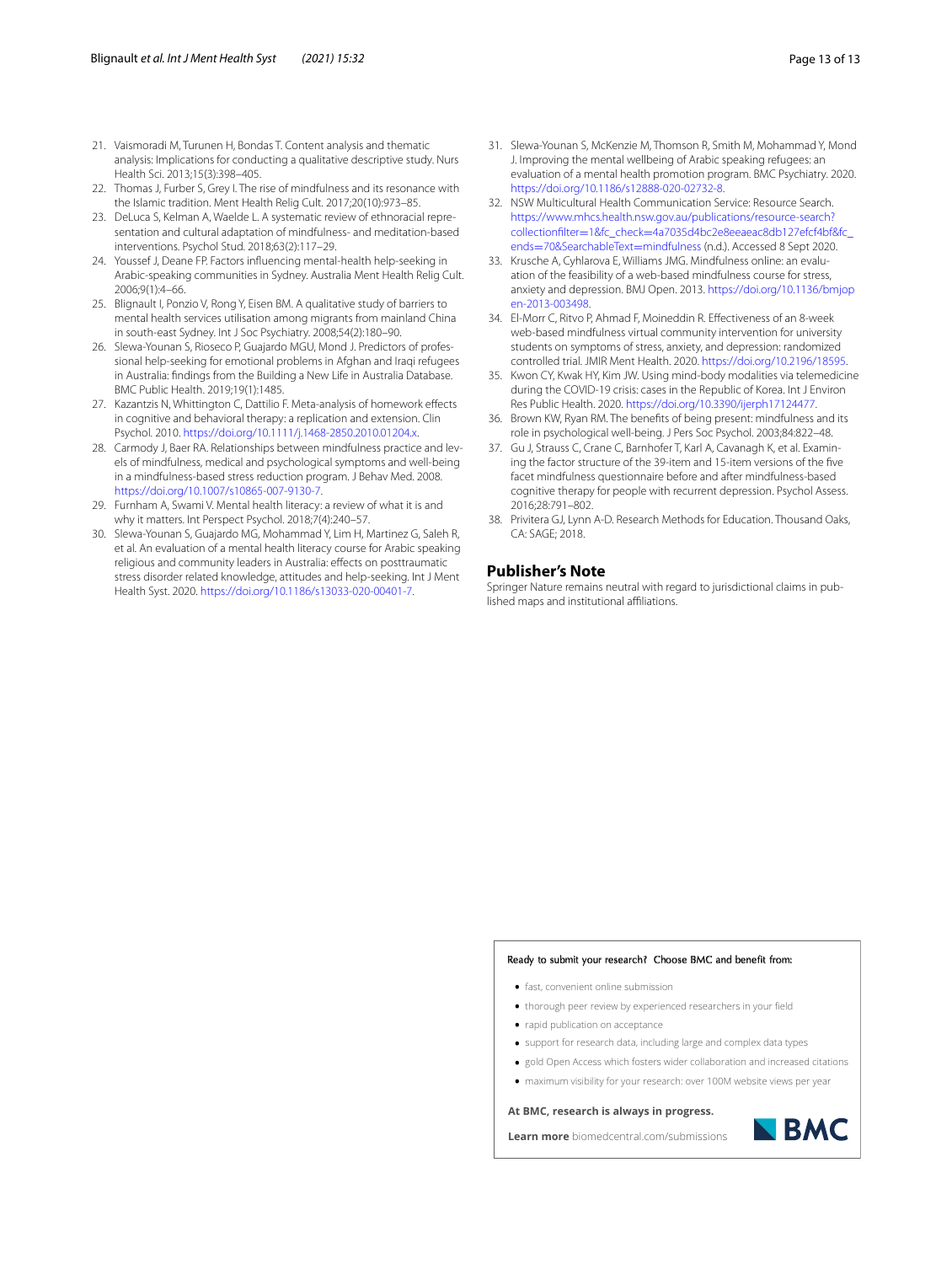21. Vaismoradi M, Turunen H, Bondas T. Content analysis and thematic analysis: Implications for conducting a qualitative descriptive study. Nurs Health Sci. 2013;15(3):398–405.
22. Thomas J, Furber S, Grey I. The rise of mindfulness and its resonance with the Islamic tradition. Ment Health Relig Cult. 2017;20(10):973–85.
23. DeLuca S, Kelman A, Waelde L. A systematic review of ethnoracial representation and cultural adaptation of mindfulness- and meditation-based interventions. Psychol Stud. 2018;63(2):117–29.
24. Youssef J, Deane FP. Factors influencing mental-health help-seeking in Arabic-speaking communities in Sydney. Australia Ment Health Relig Cult. 2006;9(1):4–66.
25. Blignault I, Ponzio V, Rong Y, Eisen BM. A qualitative study of barriers to mental health services utilisation among migrants from mainland China in south-east Sydney. Int J Soc Psychiatry. 2008;54(2):180–90.
26. Slewa-Younan S, Rioseco P, Guajardo MGU, Mond J. Predictors of professional help-seeking for emotional problems in Afghan and Iraqi refugees in Australia: findings from the Building a New Life in Australia Database. BMC Public Health. 2019;19(1):1485.
27. Kazantzis N, Whittington C, Dattilio F. Meta-analysis of homework effects in cognitive and behavioral therapy: a replication and extension. Clin Psychol. 2010. https://doi.org/10.1111/j.1468-2850.2010.01204.x.
28. Carmody J, Baer RA. Relationships between mindfulness practice and levels of mindfulness, medical and psychological symptoms and well-being in a mindfulness-based stress reduction program. J Behav Med. 2008. https://doi.org/10.1007/s10865-007-9130-7.
29. Furnham A, Swami V. Mental health literacy: a review of what it is and why it matters. Int Perspect Psychol. 2018;7(4):240–57.
30. Slewa-Younan S, Guajardo MG, Mohammad Y, Lim H, Martinez G, Saleh R, et al. An evaluation of a mental health literacy course for Arabic speaking religious and community leaders in Australia: effects on posttraumatic stress disorder related knowledge, attitudes and help-seeking. Int J Ment Health Syst. 2020. https://doi.org/10.1186/s13033-020-00401-7.
31. Slewa-Younan S, McKenzie M, Thomson R, Smith M, Mohammad Y, Mond J. Improving the mental wellbeing of Arabic speaking refugees: an evaluation of a mental health promotion program. BMC Psychiatry. 2020. https://doi.org/10.1186/s12888-020-02732-8.
32. NSW Multicultural Health Communication Service: Resource Search. https://www.mhcs.health.nsw.gov.au/publications/resource-search?collectionfilter=1&fc_check=4a7035d4bc2e8eeaeac8db127efcf4bf&fc_ends=70&SearchableText=mindfulness (n.d.). Accessed 8 Sept 2020.
33. Krusche A, Cyhlarova E, Williams JMG. Mindfulness online: an evaluation of the feasibility of a web-based mindfulness course for stress, anxiety and depression. BMJ Open. 2013. https://doi.org/10.1136/bmjopen-2013-003498.
34. El-Morr C, Ritvo P, Ahmad F, Moineddin R. Effectiveness of an 8-week web-based mindfulness virtual community intervention for university students on symptoms of stress, anxiety, and depression: randomized controlled trial. JMIR Ment Health. 2020. https://doi.org/10.2196/18595.
35. Kwon CY, Kwak HY, Kim JW. Using mind-body modalities via telemedicine during the COVID-19 crisis: cases in the Republic of Korea. Int J Environ Res Public Health. 2020. https://doi.org/10.3390/ijerph17124477.
36. Brown KW, Ryan RM. The benefits of being present: mindfulness and its role in psychological well-being. J Pers Soc Psychol. 2003;84:822–48.
37. Gu J, Strauss C, Crane C, Barnhofer T, Karl A, Cavanagh K, et al. Examining the factor structure of the 39-item and 15-item versions of the five facet mindfulness questionnaire before and after mindfulness-based cognitive therapy for people with recurrent depression. Psychol Assess. 2016;28:791–802.
38. Privitera GJ, Lynn A-D. Research Methods for Education. Thousand Oaks, CA: SAGE; 2018.

## Publisher's Note

Springer Nature remains neutral with regard to jurisdictional claims in published maps and institutional affiliations.

Ready to submit your research? Choose BMC and benefit from:

- fast, convenient online submission
- thorough peer review by experienced researchers in your field
- rapid publication on acceptance
- support for research data, including large and complex data types
- gold Open Access which fosters wider collaboration and increased citations
- maximum visibility for your research: over 100M website views per year

**At BMC, research is always in progress.**

**Learn more** biomedcentral.com/submissions

BMC